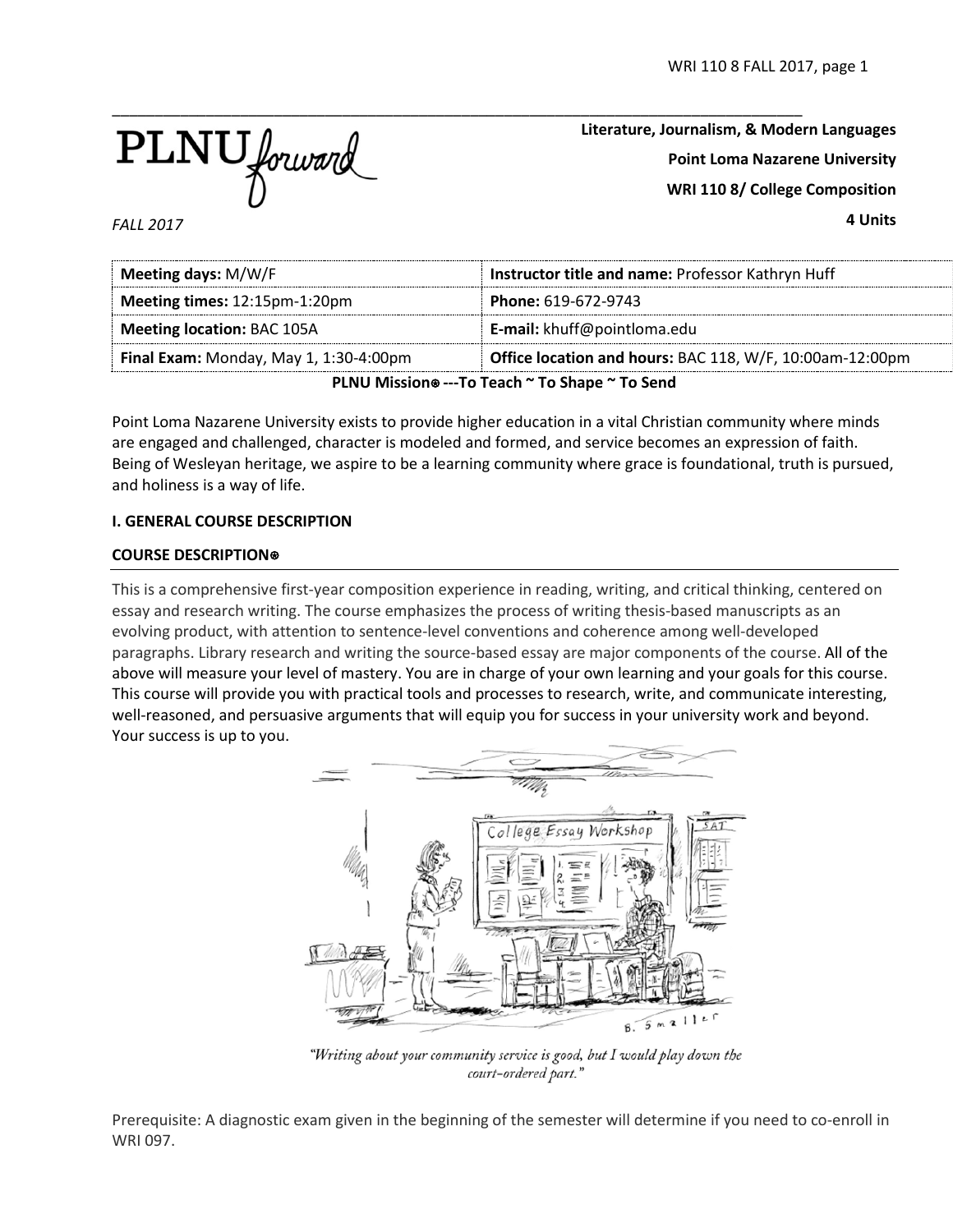PLNU forward

*FALL 2017*

**Literature, Journalism, & Modern Languages**

**Point Loma Nazarene University**

**WRI 110 8/ College Composition**

**4 Units**

| **Meeting days:** M/W/F | **Instructor title and name:** Professor Kathryn Huff |
|---|---|
| **Meeting times:** 12:15pm-1:20pm | **Phone:** 619-672-9743 |
| **Meeting location:** BAC 105A | **E-mail:** khuff@pointloma.edu |
| **Final Exam:** Monday, May 1, 1:30-4:00pm | **Office location and hours:** BAC 118, W/F, 10:00am-12:00pm |

**PLNU Mission⊕ ---To Teach ~ To Shape ~ To Send**

Point Loma Nazarene University exists to provide higher education in a vital Christian community where minds are engaged and challenged, character is modeled and formed, and service becomes an expression of faith. Being of Wesleyan heritage, we aspire to be a learning community where grace is foundational, truth is pursued, and holiness is a way of life.

## I. GENERAL COURSE DESCRIPTION

### COURSE DESCRIPTION⊕

This is a comprehensive first-year composition experience in reading, writing, and critical thinking, centered on essay and research writing. The course emphasizes the process of writing thesis-based manuscripts as an evolving product, with attention to sentence-level conventions and coherence among well-developed paragraphs. Library research and writing the source-based essay are major components of the course. All of the above will measure your level of mastery. You are in charge of your own learning and your goals for this course. This course will provide you with practical tools and processes to research, write, and communicate interesting, well-reasoned, and persuasive arguments that will equip you for success in your university work and beyond. Your success is up to you.

*"Writing about your community service is good, but I would play down the court-ordered part."*

Prerequisite: A diagnostic exam given in the beginning of the semester will determine if you need to co-enroll in WRI 097.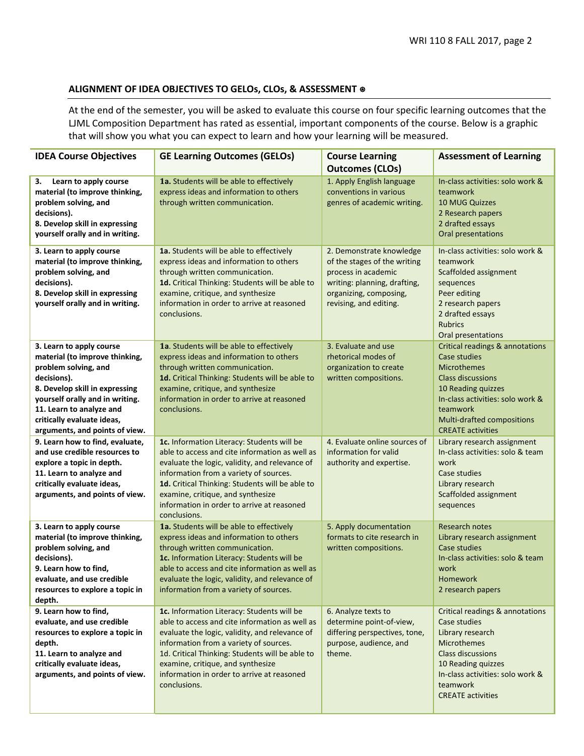## ALIGNMENT OF IDEA OBJECTIVES TO GELOs, CLOs, & ASSESSMENT ⊛

At the end of the semester, you will be asked to evaluate this course on four specific learning outcomes that the LJML Composition Department has rated as essential, important components of the course. Below is a graphic that will show you what you can expect to learn and how your learning will be measured.

| IDEA Course Objectives | GE Learning Outcomes (GELOs) | Course Learning Outcomes (CLOs) | Assessment of Learning |
|---|---|---|---|
| **3. Learn to apply course material (to improve thinking, problem solving, and decisions).**<br>**8. Develop skill in expressing yourself orally and in writing.** | **1a.** Students will be able to effectively express ideas and information to others through written communication. | 1. Apply English language conventions in various genres of academic writing. | In-class activities: solo work & teamwork<br>10 MUG Quizzes<br>2 Research papers<br>2 drafted essays<br>Oral presentations |
| **3. Learn to apply course material (to improve thinking, problem solving, and decisions).**<br>**8. Develop skill in expressing yourself orally and in writing.** | **1a.** Students will be able to effectively express ideas and information to others through written communication.<br>**1d.** Critical Thinking: Students will be able to examine, critique, and synthesize information in order to arrive at reasoned conclusions. | 2. Demonstrate knowledge of the stages of the writing process in academic writing: planning, drafting, organizing, composing, revising, and editing. | In-class activities: solo work & teamwork<br>Scaffolded assignment sequences<br>Peer editing<br>2 research papers<br>2 drafted essays<br>Rubrics<br>Oral presentations |
| **3. Learn to apply course material (to improve thinking, problem solving, and decisions).**<br>**8. Develop skill in expressing yourself orally and in writing.**<br>**11. Learn to analyze and critically evaluate ideas, arguments, and points of view.** | **1a**. Students will be able to effectively express ideas and information to others through written communication.<br>**1d.** Critical Thinking: Students will be able to examine, critique, and synthesize information in order to arrive at reasoned conclusions. | 3. Evaluate and use rhetorical modes of organization to create written compositions. | Critical readings & annotations<br>Case studies<br>Microthemes<br>Class discussions<br>10 Reading quizzes<br>In-class activities: solo work & teamwork<br>Multi-drafted compositions<br>CREATE activities |
| **9. Learn how to find, evaluate, and use credible resources to explore a topic in depth.**<br>**11. Learn to analyze and critically evaluate ideas, arguments, and points of view.** | **1c.** Information Literacy: Students will be able to access and cite information as well as evaluate the logic, validity, and relevance of information from a variety of sources.<br>**1d.** Critical Thinking: Students will be able to examine, critique, and synthesize information in order to arrive at reasoned conclusions. | 4. Evaluate online sources of information for valid authority and expertise. | Library research assignment<br>In-class activities: solo & team work<br>Case studies<br>Library research<br>Scaffolded assignment sequences |
| **3. Learn to apply course material (to improve thinking, problem solving, and decisions).**<br>**9. Learn how to find, evaluate, and use credible resources to explore a topic in depth.** | **1a.** Students will be able to effectively express ideas and information to others through written communication.<br>**1c.** Information Literacy: Students will be able to access and cite information as well as evaluate the logic, validity, and relevance of information from a variety of sources. | 5. Apply documentation formats to cite research in written compositions. | Research notes<br>Library research assignment<br>Case studies<br>In-class activities: solo & team work<br>Homework<br>2 research papers |
| **9. Learn how to find, evaluate, and use credible resources to explore a topic in depth.**<br>**11. Learn to analyze and critically evaluate ideas, arguments, and points of view.** | **1c.** Information Literacy: Students will be able to access and cite information as well as evaluate the logic, validity, and relevance of information from a variety of sources.<br>1d. Critical Thinking: Students will be able to examine, critique, and synthesize information in order to arrive at reasoned conclusions. | 6. Analyze texts to determine point-of-view, differing perspectives, tone, purpose, audience, and theme. | Critical readings & annotations<br>Case studies<br>Library research<br>Microthemes<br>Class discussions<br>10 Reading quizzes<br>In-class activities: solo work & teamwork<br>CREATE activities |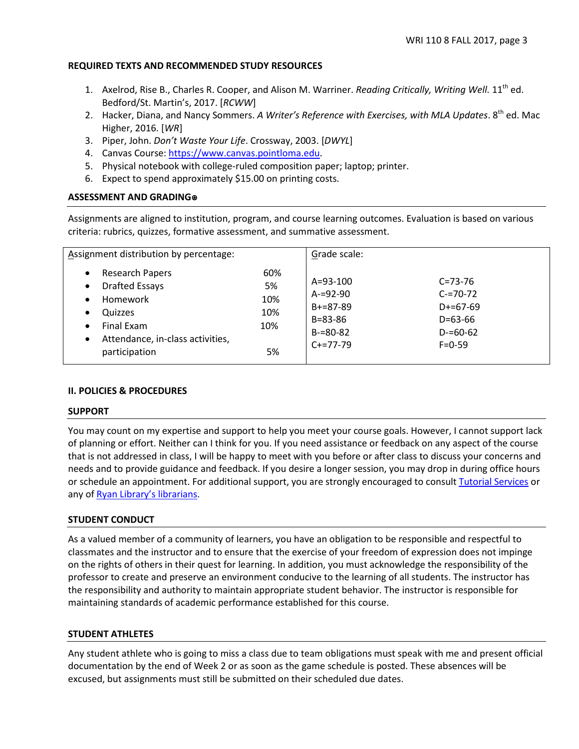### REQUIRED TEXTS AND RECOMMENDED STUDY RESOURCES

1. Axelrod, Rise B., Charles R. Cooper, and Alison M. Warriner. *Reading Critically, Writing Well.* 11th ed. Bedford/St. Martin's, 2017. [*RCWW*]
2. Hacker, Diana, and Nancy Sommers. *A Writer's Reference with Exercises, with MLA Updates*. 8th ed. Mac Higher, 2016. [*WR*]
3. Piper, John. *Don't Waste Your Life*. Crossway, 2003. [*DWYL*]
4. Canvas Course: [https://www.canvas.pointloma.edu](https://www.canvas.pointloma.edu).
5. Physical notebook with college-ruled composition paper; laptop; printer.
6. Expect to spend approximately $15.00 on printing costs.

### ASSESSMENT AND GRADING⊕

Assignments are aligned to institution, program, and course learning outcomes. Evaluation is based on various criteria: rubrics, quizzes, formative assessment, and summative assessment.

| Assignment distribution by percentage: | | Grade scale: | |
|---|---|---|---|
| Research Papers | 60% | A=93-100 | C=73-76 |
| Drafted Essays | 5% | A-=92-90 | C-=70-72 |
| Homework | 10% | B+=87-89 | D+=67-69 |
| Quizzes | 10% | B=83-86 | D=63-66 |
| Final Exam | 10% | B-=80-82 | D-=60-62 |
| Attendance, in-class activities, participation | 5% | C+=77-79 | F=0-59 |

## II. POLICIES & PROCEDURES

### SUPPORT

You may count on my expertise and support to help you meet your course goals. However, I cannot support lack of planning or effort. Neither can I think for you. If you need assistance or feedback on any aspect of the course that is not addressed in class, I will be happy to meet with you before or after class to discuss your concerns and needs and to provide guidance and feedback. If you desire a longer session, you may drop in during office hours or schedule an appointment. For additional support, you are strongly encouraged to consult Tutorial Services or any of Ryan Library's librarians.

### STUDENT CONDUCT

As a valued member of a community of learners, you have an obligation to be responsible and respectful to classmates and the instructor and to ensure that the exercise of your freedom of expression does not impinge on the rights of others in their quest for learning. In addition, you must acknowledge the responsibility of the professor to create and preserve an environment conducive to the learning of all students. The instructor has the responsibility and authority to maintain appropriate student behavior. The instructor is responsible for maintaining standards of academic performance established for this course.

### STUDENT ATHLETES

Any student athlete who is going to miss a class due to team obligations must speak with me and present official documentation by the end of Week 2 or as soon as the game schedule is posted. These absences will be excused, but assignments must still be submitted on their scheduled due dates.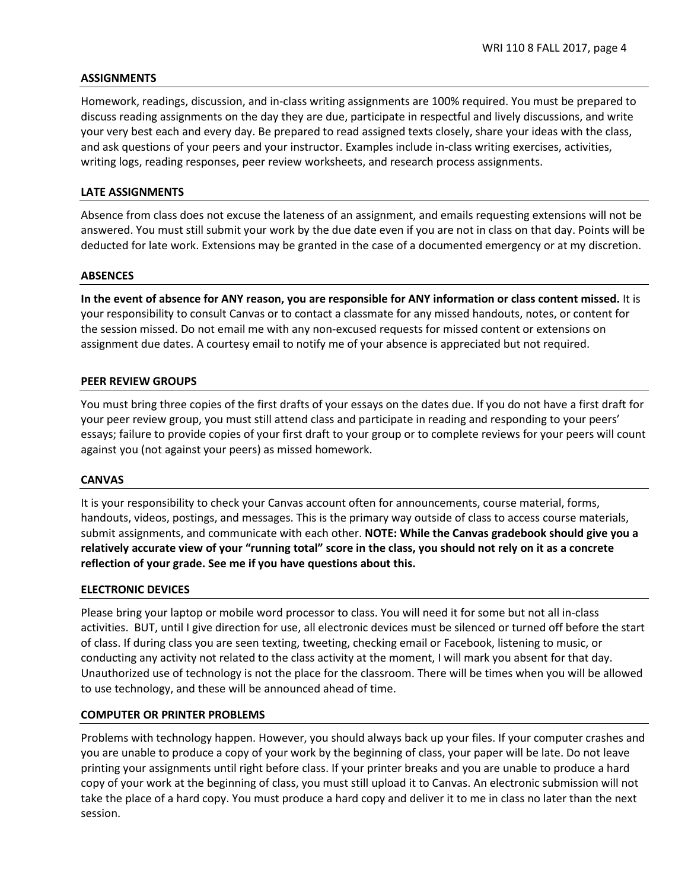## ASSIGNMENTS

Homework, readings, discussion, and in-class writing assignments are 100% required. You must be prepared to discuss reading assignments on the day they are due, participate in respectful and lively discussions, and write your very best each and every day. Be prepared to read assigned texts closely, share your ideas with the class, and ask questions of your peers and your instructor. Examples include in-class writing exercises, activities, writing logs, reading responses, peer review worksheets, and research process assignments.

## LATE ASSIGNMENTS

Absence from class does not excuse the lateness of an assignment, and emails requesting extensions will not be answered. You must still submit your work by the due date even if you are not in class on that day. Points will be deducted for late work. Extensions may be granted in the case of a documented emergency or at my discretion.

## ABSENCES

**In the event of absence for ANY reason, you are responsible for ANY information or class content missed.** It is your responsibility to consult Canvas or to contact a classmate for any missed handouts, notes, or content for the session missed. Do not email me with any non-excused requests for missed content or extensions on assignment due dates. A courtesy email to notify me of your absence is appreciated but not required.

## PEER REVIEW GROUPS

You must bring three copies of the first drafts of your essays on the dates due. If you do not have a first draft for your peer review group, you must still attend class and participate in reading and responding to your peers' essays; failure to provide copies of your first draft to your group or to complete reviews for your peers will count against you (not against your peers) as missed homework.

## CANVAS

It is your responsibility to check your Canvas account often for announcements, course material, forms, handouts, videos, postings, and messages. This is the primary way outside of class to access course materials, submit assignments, and communicate with each other. **NOTE: While the Canvas gradebook should give you a relatively accurate view of your "running total" score in the class, you should not rely on it as a concrete reflection of your grade. See me if you have questions about this.**

## ELECTRONIC DEVICES

Please bring your laptop or mobile word processor to class. You will need it for some but not all in-class activities. BUT, until I give direction for use, all electronic devices must be silenced or turned off before the start of class. If during class you are seen texting, tweeting, checking email or Facebook, listening to music, or conducting any activity not related to the class activity at the moment, I will mark you absent for that day. Unauthorized use of technology is not the place for the classroom. There will be times when you will be allowed to use technology, and these will be announced ahead of time.

## COMPUTER OR PRINTER PROBLEMS

Problems with technology happen. However, you should always back up your files. If your computer crashes and you are unable to produce a copy of your work by the beginning of class, your paper will be late. Do not leave printing your assignments until right before class. If your printer breaks and you are unable to produce a hard copy of your work at the beginning of class, you must still upload it to Canvas. An electronic submission will not take the place of a hard copy. You must produce a hard copy and deliver it to me in class no later than the next session.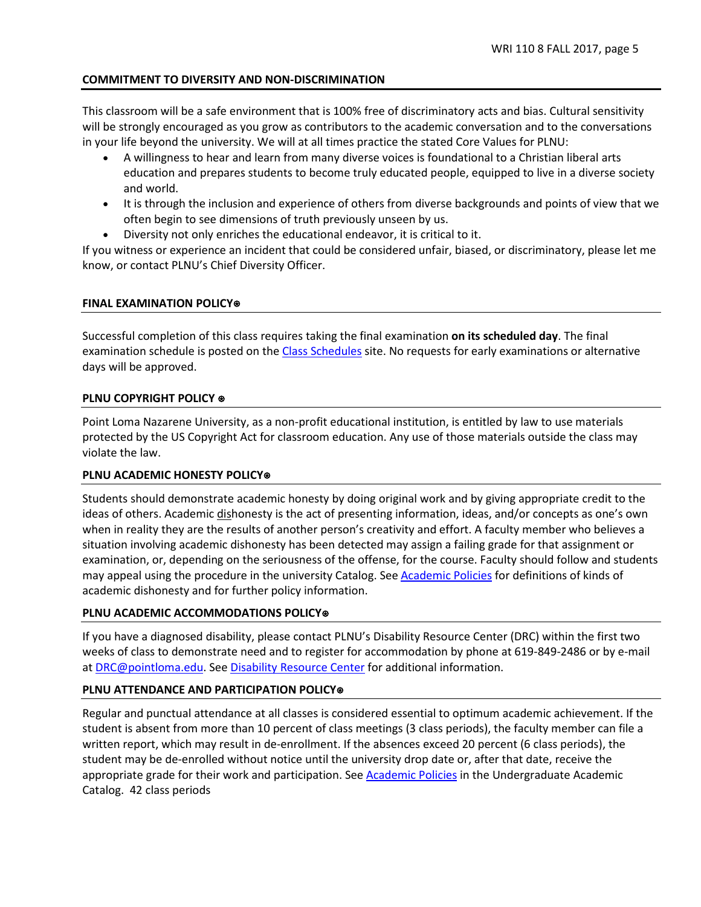## COMMITMENT TO DIVERSITY AND NON-DISCRIMINATION

This classroom will be a safe environment that is 100% free of discriminatory acts and bias. Cultural sensitivity will be strongly encouraged as you grow as contributors to the academic conversation and to the conversations in your life beyond the university. We will at all times practice the stated Core Values for PLNU:

- A willingness to hear and learn from many diverse voices is foundational to a Christian liberal arts education and prepares students to become truly educated people, equipped to live in a diverse society and world.
- It is through the inclusion and experience of others from diverse backgrounds and points of view that we often begin to see dimensions of truth previously unseen by us.
- Diversity not only enriches the educational endeavor, it is critical to it.

If you witness or experience an incident that could be considered unfair, biased, or discriminatory, please let me know, or contact PLNU's Chief Diversity Officer.

## FINAL EXAMINATION POLICY⊛

Successful completion of this class requires taking the final examination **on its scheduled day**. The final examination schedule is posted on the [Class Schedules] site. No requests for early examinations or alternative days will be approved.

## PLNU COPYRIGHT POLICY ⊛

Point Loma Nazarene University, as a non-profit educational institution, is entitled by law to use materials protected by the US Copyright Act for classroom education. Any use of those materials outside the class may violate the law.

## PLNU ACADEMIC HONESTY POLICY⊛

Students should demonstrate academic honesty by doing original work and by giving appropriate credit to the ideas of others. Academic <u>dis</u>honesty is the act of presenting information, ideas, and/or concepts as one's own when in reality they are the results of another person's creativity and effort. A faculty member who believes a situation involving academic dishonesty has been detected may assign a failing grade for that assignment or examination, or, depending on the seriousness of the offense, for the course. Faculty should follow and students may appeal using the procedure in the university Catalog. See [Academic Policies] for definitions of kinds of academic dishonesty and for further policy information.

## PLNU ACADEMIC ACCOMMODATIONS POLICY⊛

If you have a diagnosed disability, please contact PLNU's Disability Resource Center (DRC) within the first two weeks of class to demonstrate need and to register for accommodation by phone at 619-849-2486 or by e-mail at DRC@pointloma.edu. See [Disability Resource Center] for additional information.

## PLNU ATTENDANCE AND PARTICIPATION POLICY⊛

Regular and punctual attendance at all classes is considered essential to optimum academic achievement. If the student is absent from more than 10 percent of class meetings (3 class periods), the faculty member can file a written report, which may result in de-enrollment. If the absences exceed 20 percent (6 class periods), the student may be de-enrolled without notice until the university drop date or, after that date, receive the appropriate grade for their work and participation. See [Academic Policies] in the Undergraduate Academic Catalog. 42 class periods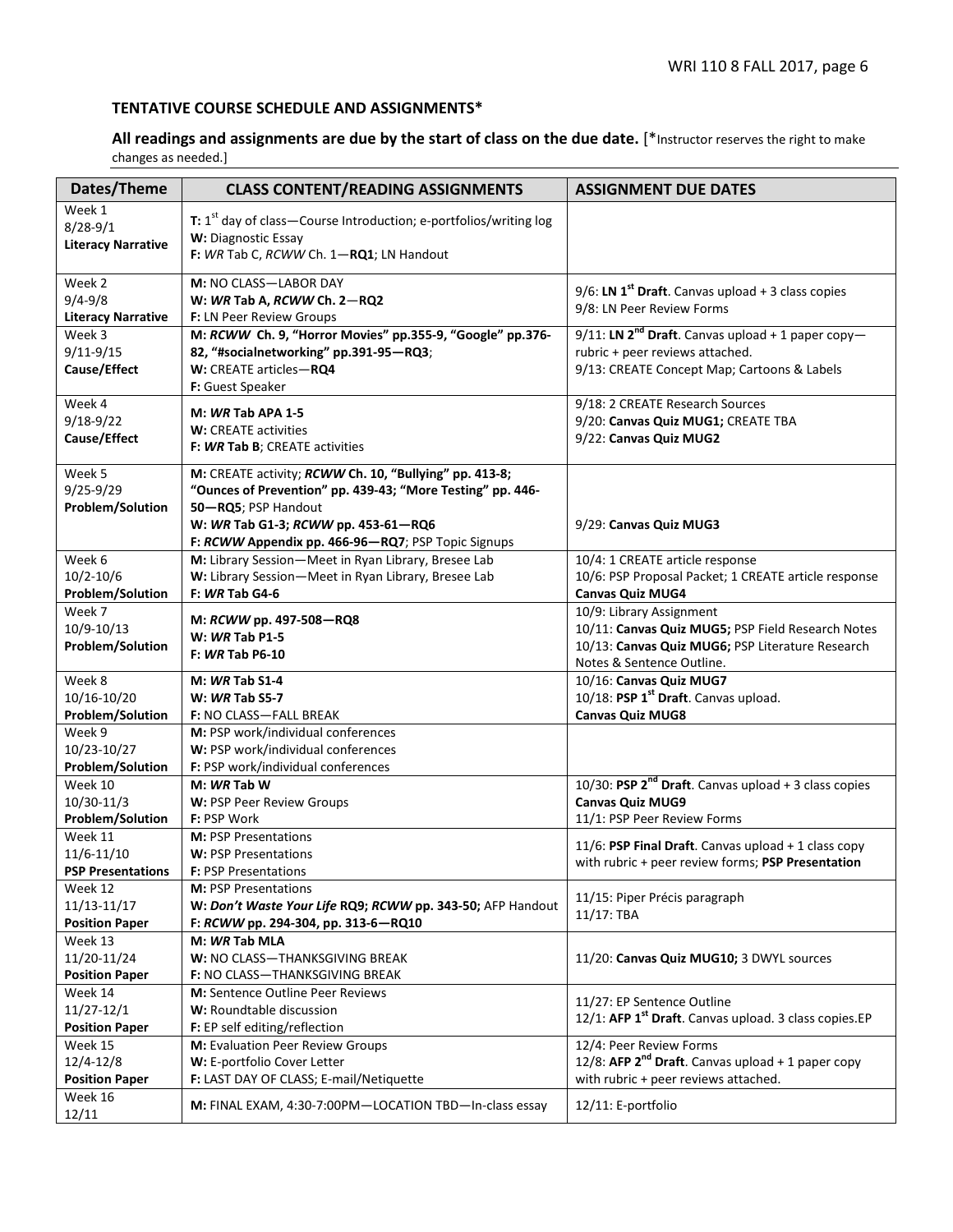### TENTATIVE COURSE SCHEDULE AND ASSIGNMENTS*

**All readings and assignments are due by the start of class on the due date.** [*Instructor reserves the right to make changes as needed.]

| Dates/Theme | CLASS CONTENT/READING ASSIGNMENTS | ASSIGNMENT DUE DATES |
|---|---|---|
| Week 1<br>8/28-9/1<br>**Literacy Narrative** | **T:** 1st day of class—Course Introduction; e-portfolios/writing log<br>**W:** Diagnostic Essay<br>**F:** *WR* Tab C, *RCWW* Ch. 1—**RQ1**; LN Handout | |
| Week 2<br>9/4-9/8<br>**Literacy Narrative** | **M:** NO CLASS—LABOR DAY<br>**W:** ***WR* Tab A, *RCWW* Ch. 2**—**RQ2**<br>**F:** LN Peer Review Groups | 9/6: **LN 1st Draft**. Canvas upload + 3 class copies<br>9/8: LN Peer Review Forms |
| Week 3<br>9/11-9/15<br>**Cause/Effect** | **M:** ***RCWW* Ch. 9, "Horror Movies" pp.355-9, "Google" pp.376-82, "#socialnetworking" pp.391-95—RQ3**;<br>**W:** CREATE articles—**RQ4**<br>**F:** Guest Speaker | 9/11: **LN 2nd Draft**. Canvas upload + 1 paper copy—rubric + peer reviews attached.<br>9/13: CREATE Concept Map; Cartoons & Labels |
| Week 4<br>9/18-9/22<br>**Cause/Effect** | **M:** ***WR* Tab APA 1-5**<br>**W:** CREATE activities<br>**F:** ***WR* Tab B**; CREATE activities | 9/18: 2 CREATE Research Sources<br>9/20: **Canvas Quiz MUG1;** CREATE TBA<br>9/22: **Canvas Quiz MUG2** |
| Week 5<br>9/25-9/29<br>**Problem/Solution** | **M:** CREATE activity; ***RCWW* Ch. 10, "Bullying" pp. 413-8; "Ounces of Prevention" pp. 439-43; "More Testing" pp. 446-50—RQ5**; PSP Handout<br>**W:** ***WR* Tab G1-3; *RCWW* pp. 453-61—RQ6**<br>**F:** ***RCWW* Appendix pp. 466-96—RQ7**; PSP Topic Signups | 9/29: **Canvas Quiz MUG3** |
| Week 6<br>10/2-10/6<br>**Problem/Solution** | **M:** Library Session—Meet in Ryan Library, Bresee Lab<br>**W:** Library Session—Meet in Ryan Library, Bresee Lab<br>**F:** ***WR* Tab G4-6** | 10/4: 1 CREATE article response<br>10/6: PSP Proposal Packet; 1 CREATE article response<br>**Canvas Quiz MUG4** |
| Week 7<br>10/9-10/13<br>**Problem/Solution** | **M:** ***RCWW* pp. 497-508—RQ8**<br>**W:** ***WR* Tab P1-5**<br>**F:** ***WR* Tab P6-10** | 10/9: Library Assignment<br>10/11: **Canvas Quiz MUG5;** PSP Field Research Notes<br>10/13: **Canvas Quiz MUG6;** PSP Literature Research Notes & Sentence Outline. |
| Week 8<br>10/16-10/20<br>**Problem/Solution** | **M:** ***WR* Tab S1-4**<br>**W:** ***WR* Tab S5-7**<br>**F:** NO CLASS—FALL BREAK | 10/16: **Canvas Quiz MUG7**<br>10/18: **PSP 1st Draft**. Canvas upload.<br>**Canvas Quiz MUG8** |
| Week 9<br>10/23-10/27<br>**Problem/Solution** | **M:** PSP work/individual conferences<br>**W:** PSP work/individual conferences<br>**F:** PSP work/individual conferences | |
| Week 10<br>10/30-11/3<br>**Problem/Solution** | **M:** ***WR* Tab W**<br>**W:** PSP Peer Review Groups<br>**F:** PSP Work | 10/30: **PSP 2nd Draft**. Canvas upload + 3 class copies<br>**Canvas Quiz MUG9**<br>11/1: PSP Peer Review Forms |
| Week 11<br>11/6-11/10<br>**PSP Presentations** | **M:** PSP Presentations<br>**W:** PSP Presentations<br>**F:** PSP Presentations | 11/6: **PSP Final Draft**. Canvas upload + 1 class copy with rubric + peer review forms; **PSP Presentation** |
| Week 12<br>11/13-11/17<br>**Position Paper** | **M:** PSP Presentations<br>**W:** ***Don't Waste Your Life* RQ9; *RCWW* pp. 343-50;** AFP Handout<br>**F:** ***RCWW* pp. 294-304, pp. 313-6—RQ10** | 11/15: Piper Précis paragraph<br>11/17: TBA |
| Week 13<br>11/20-11/24<br>**Position Paper** | **M:** ***WR* Tab MLA**<br>**W:** NO CLASS—THANKSGIVING BREAK<br>**F:** NO CLASS—THANKSGIVING BREAK | 11/20: **Canvas Quiz MUG10;** 3 DWYL sources |
| Week 14<br>11/27-12/1<br>**Position Paper** | **M:** Sentence Outline Peer Reviews<br>**W:** Roundtable discussion<br>**F:** EP self editing/reflection | 11/27: EP Sentence Outline<br>12/1: **AFP 1st Draft**. Canvas upload. 3 class copies.EP |
| Week 15<br>12/4-12/8<br>**Position Paper** | **M:** Evaluation Peer Review Groups<br>**W:** E-portfolio Cover Letter<br>**F:** LAST DAY OF CLASS; E-mail/Netiquette | 12/4: Peer Review Forms<br>12/8: **AFP 2nd Draft**. Canvas upload + 1 paper copy with rubric + peer reviews attached. |
| Week 16<br>12/11 | **M:** FINAL EXAM, 4:30-7:00PM—LOCATION TBD—In-class essay | 12/11: E-portfolio |